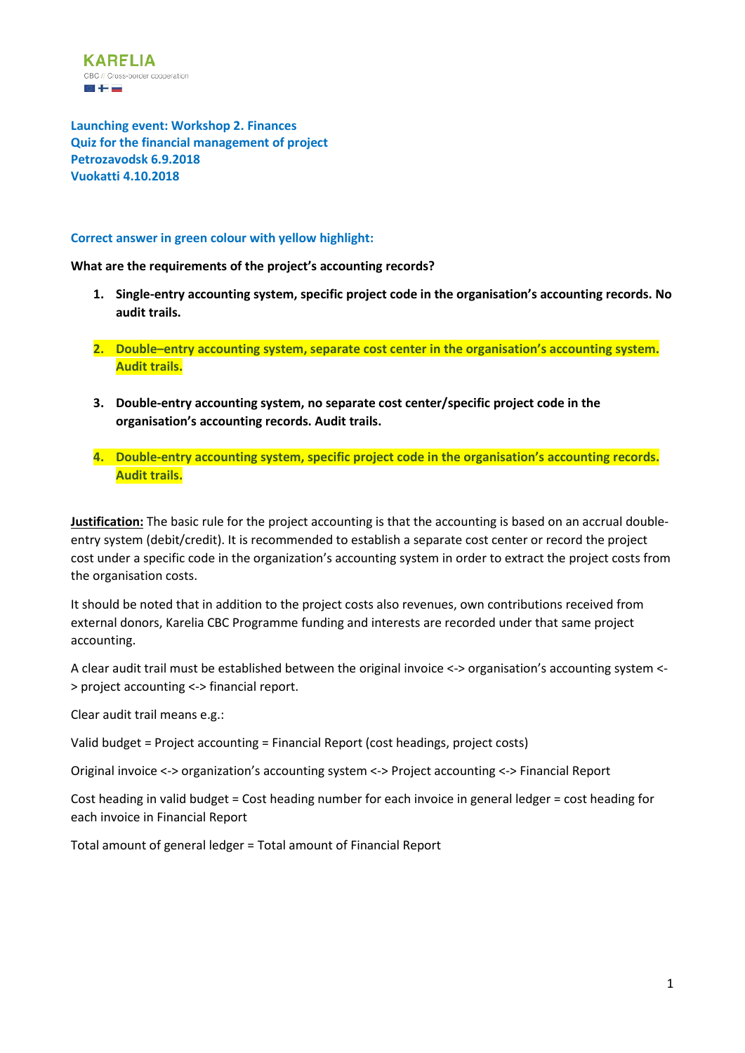KARELIA
CBC // Cross-border cooperation

**Launching event: Workshop 2. Finances**
**Quiz for the financial management of project**
**Petrozavodsk 6.9.2018**
**Vuokatti 4.10.2018**

**Correct answer in green colour with yellow highlight:**

**What are the requirements of the project's accounting records?**

1. **Single-entry accounting system, specific project code in the organisation's accounting records. No audit trails.**

2. **Double–entry accounting system, separate cost center in the organisation's accounting system. Audit trails.**

3. **Double-entry accounting system, no separate cost center/specific project code in the organisation's accounting records. Audit trails.**

4. **Double-entry accounting system, specific project code in the organisation's accounting records. Audit trails.**

**Justification:** The basic rule for the project accounting is that the accounting is based on an accrual double-entry system (debit/credit). It is recommended to establish a separate cost center or record the project cost under a specific code in the organization's accounting system in order to extract the project costs from the organisation costs.

It should be noted that in addition to the project costs also revenues, own contributions received from external donors, Karelia CBC Programme funding and interests are recorded under that same project accounting.

A clear audit trail must be established between the original invoice <-> organisation's accounting system <-> project accounting <-> financial report.

Clear audit trail means e.g.:

Valid budget = Project accounting = Financial Report (cost headings, project costs)

Original invoice <-> organization's accounting system <-> Project accounting <-> Financial Report

Cost heading in valid budget = Cost heading number for each invoice in general ledger = cost heading for each invoice in Financial Report

Total amount of general ledger = Total amount of Financial Report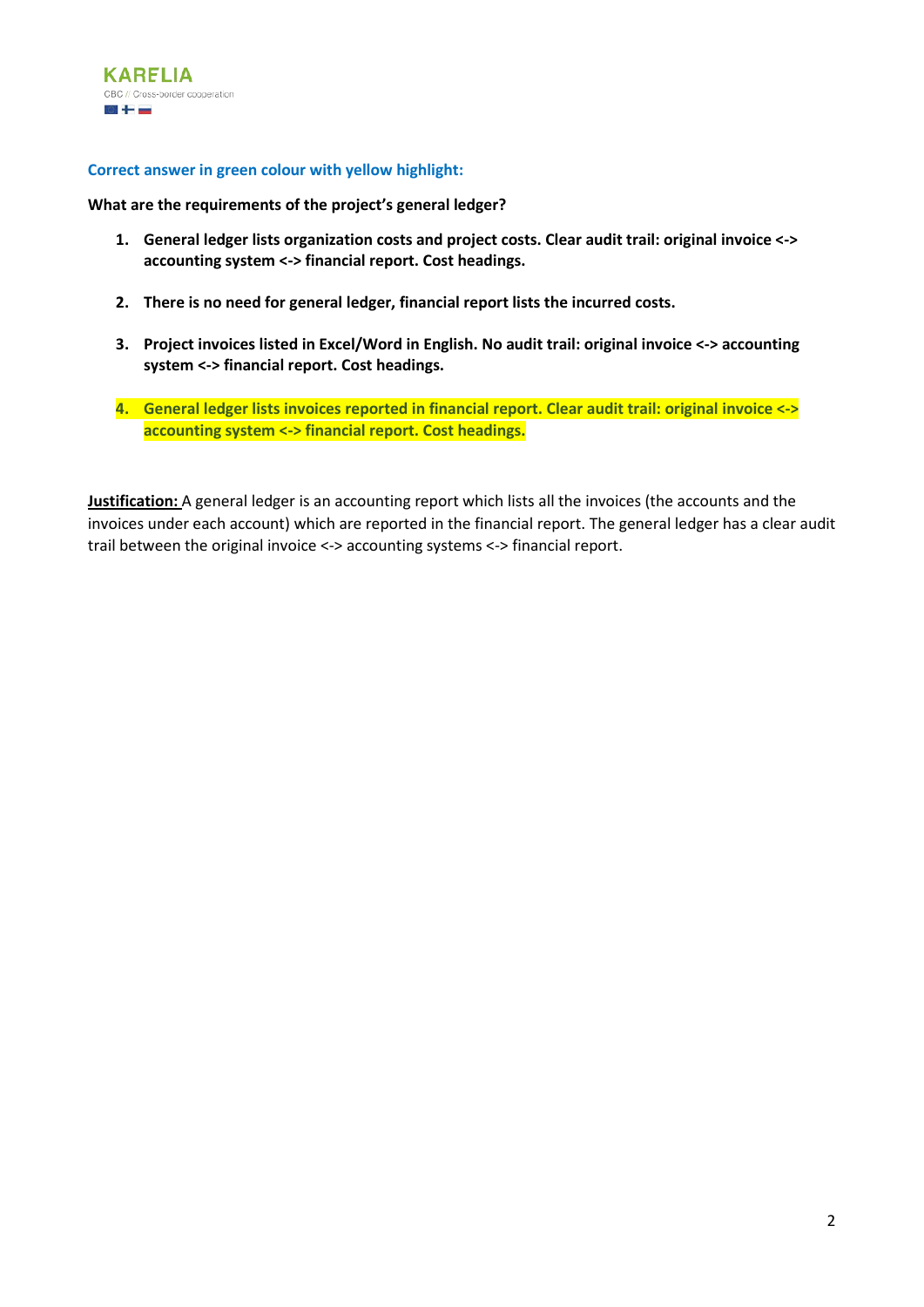**Correct answer in green colour with yellow highlight:**

**What are the requirements of the project's general ledger?**

1. **General ledger lists organization costs and project costs. Clear audit trail: original invoice <-> accounting system <-> financial report. Cost headings.**

2. **There is no need for general ledger, financial report lists the incurred costs.**

3. **Project invoices listed in Excel/Word in English. No audit trail: original invoice <-> accounting system <-> financial report. Cost headings.**

4. **General ledger lists invoices reported in financial report. Clear audit trail: original invoice <-> accounting system <-> financial report. Cost headings.**

**Justification:** A general ledger is an accounting report which lists all the invoices (the accounts and the invoices under each account) which are reported in the financial report. The general ledger has a clear audit trail between the original invoice <-> accounting systems <-> financial report.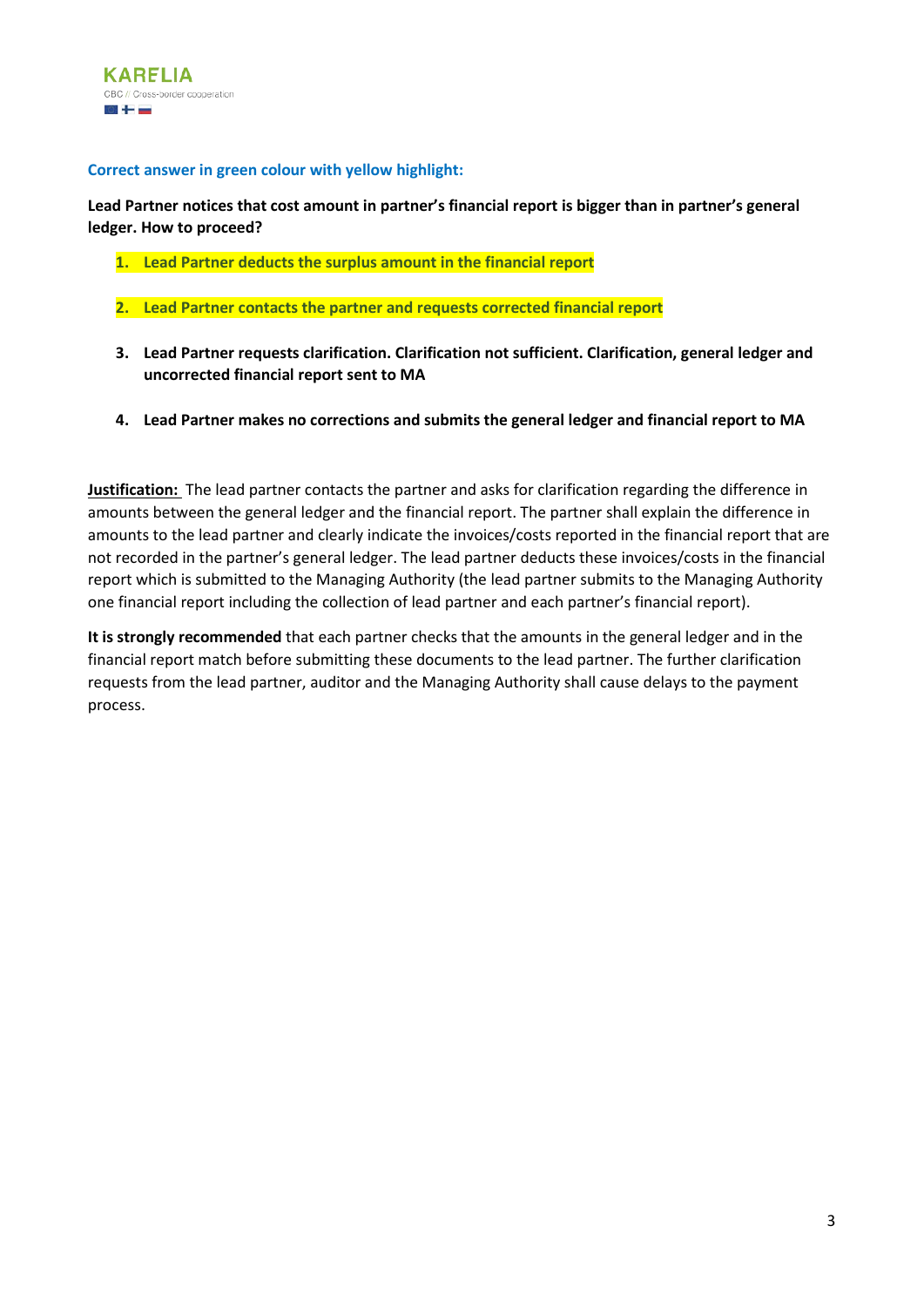**Correct answer in green colour with yellow highlight:**

**Lead Partner notices that cost amount in partner's financial report is bigger than in partner's general ledger. How to proceed?**

1. **Lead Partner deducts the surplus amount in the financial report**
2. **Lead Partner contacts the partner and requests corrected financial report**
3. **Lead Partner requests clarification. Clarification not sufficient. Clarification, general ledger and uncorrected financial report sent to MA**
4. **Lead Partner makes no corrections and submits the general ledger and financial report to MA**

**Justification:** The lead partner contacts the partner and asks for clarification regarding the difference in amounts between the general ledger and the financial report. The partner shall explain the difference in amounts to the lead partner and clearly indicate the invoices/costs reported in the financial report that are not recorded in the partner's general ledger. The lead partner deducts these invoices/costs in the financial report which is submitted to the Managing Authority (the lead partner submits to the Managing Authority one financial report including the collection of lead partner and each partner's financial report).

**It is strongly recommended** that each partner checks that the amounts in the general ledger and in the financial report match before submitting these documents to the lead partner. The further clarification requests from the lead partner, auditor and the Managing Authority shall cause delays to the payment process.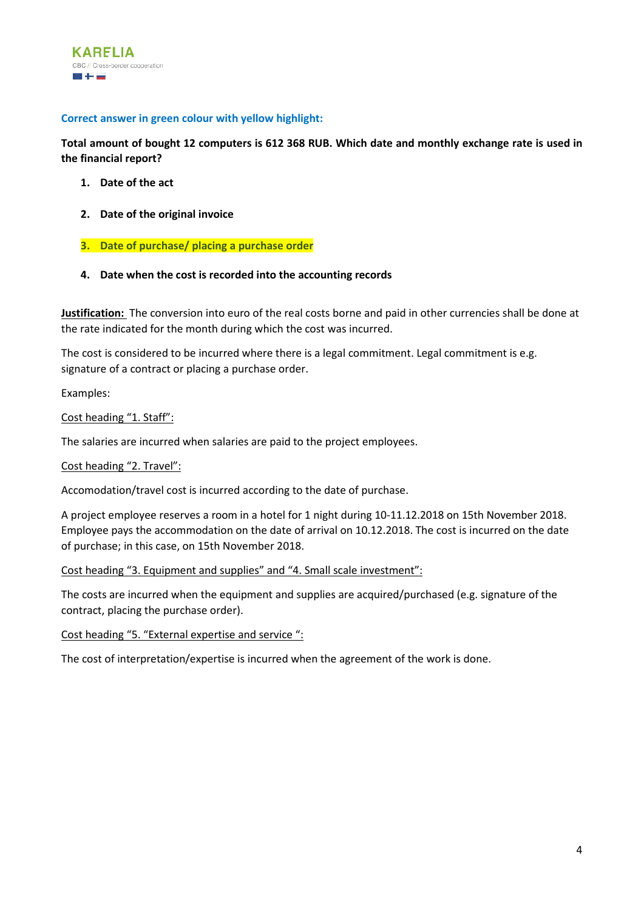**Correct answer in green colour with yellow highlight:**

**Total amount of bought 12 computers is 612 368 RUB. Which date and monthly exchange rate is used in the financial report?**

1. **Date of the act**
2. **Date of the original invoice**
3. **Date of purchase/ placing a purchase order**
4. **Date when the cost is recorded into the accounting records**

**Justification:** The conversion into euro of the real costs borne and paid in other currencies shall be done at the rate indicated for the month during which the cost was incurred.

The cost is considered to be incurred where there is a legal commitment. Legal commitment is e.g. signature of a contract or placing a purchase order.

Examples:

Cost heading "1. Staff":

The salaries are incurred when salaries are paid to the project employees.

Cost heading "2. Travel":

Accomodation/travel cost is incurred according to the date of purchase.

A project employee reserves a room in a hotel for 1 night during 10-11.12.2018 on 15th November 2018. Employee pays the accommodation on the date of arrival on 10.12.2018. The cost is incurred on the date of purchase; in this case, on 15th November 2018.

Cost heading "3. Equipment and supplies" and "4. Small scale investment":

The costs are incurred when the equipment and supplies are acquired/purchased (e.g. signature of the contract, placing the purchase order).

Cost heading "5. "External expertise and service ":

The cost of interpretation/expertise is incurred when the agreement of the work is done.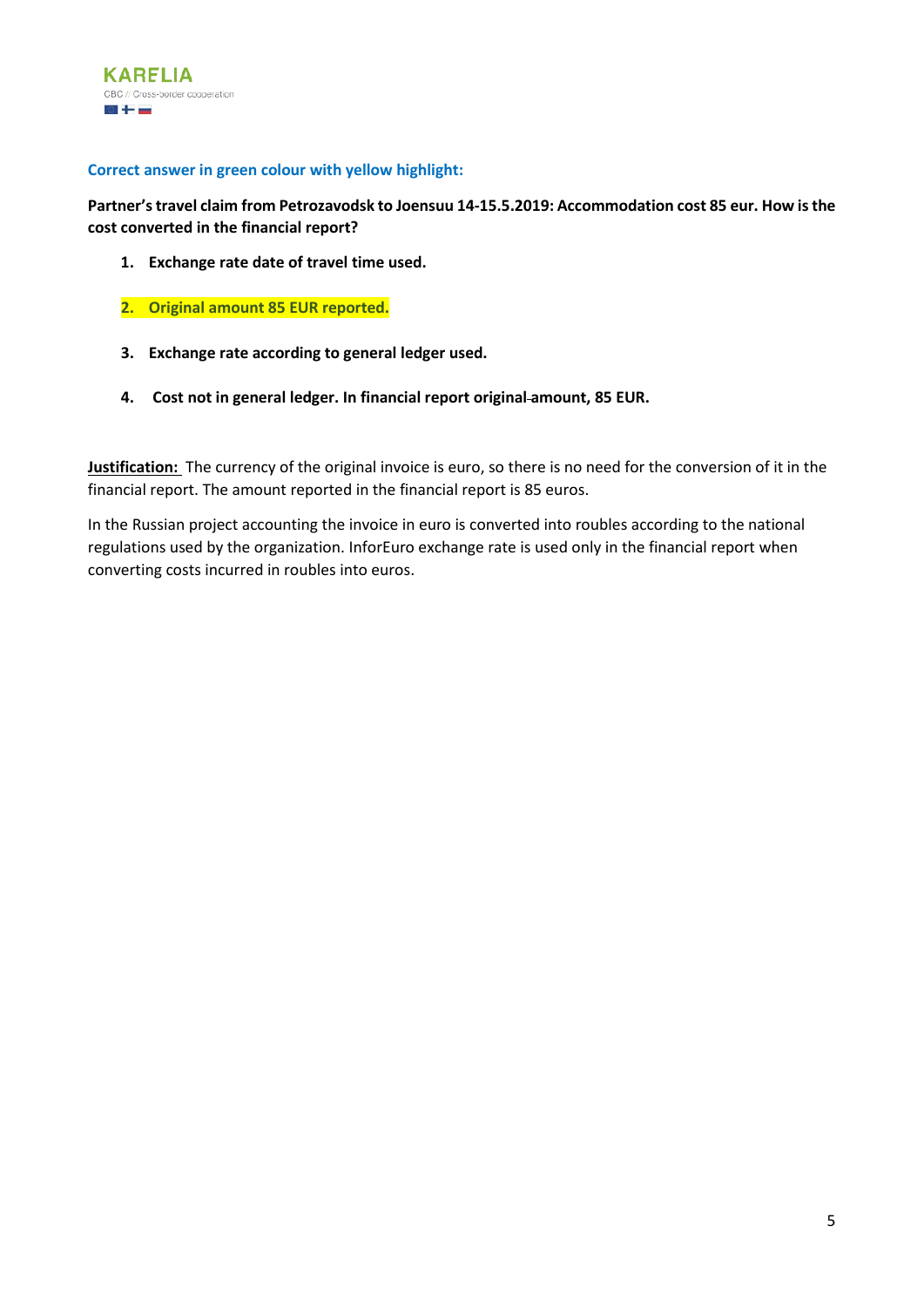**Correct answer in green colour with yellow highlight:**

**Partner's travel claim from Petrozavodsk to Joensuu 14-15.5.2019: Accommodation cost 85 eur. How is the cost converted in the financial report?**

1. **Exchange rate date of travel time used.**
2. **Original amount 85 EUR reported.**
3. **Exchange rate according to general ledger used.**
4. **Cost not in general ledger. In financial report original amount, 85 EUR.**

**Justification:** The currency of the original invoice is euro, so there is no need for the conversion of it in the financial report. The amount reported in the financial report is 85 euros.

In the Russian project accounting the invoice in euro is converted into roubles according to the national regulations used by the organization. InforEuro exchange rate is used only in the financial report when converting costs incurred in roubles into euros.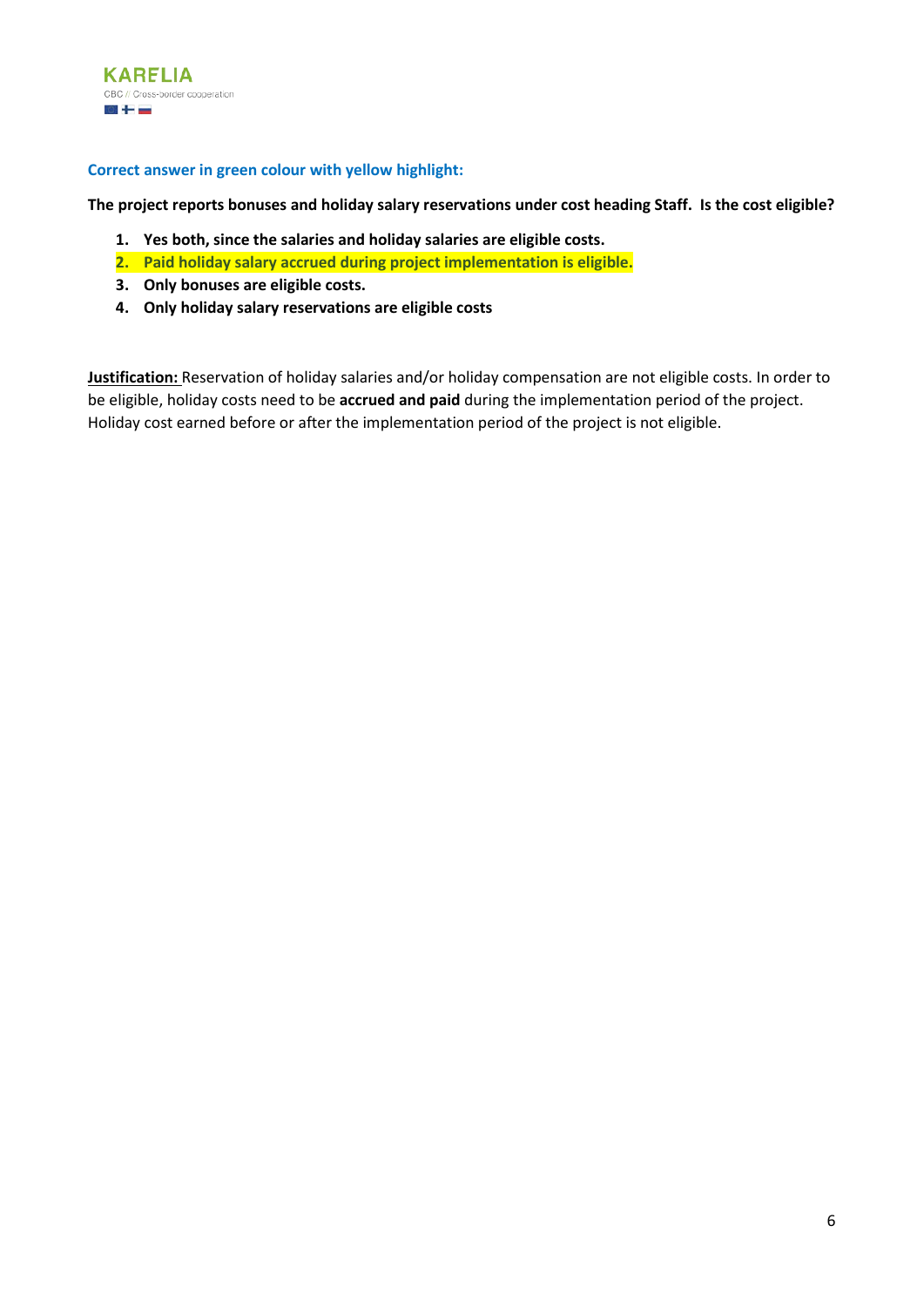**Correct answer in green colour with yellow highlight:**

**The project reports bonuses and holiday salary reservations under cost heading Staff. Is the cost eligible?**

1. **Yes both, since the salaries and holiday salaries are eligible costs.**
2. **Paid holiday salary accrued during project implementation is eligible.**
3. **Only bonuses are eligible costs.**
4. **Only holiday salary reservations are eligible costs**

**Justification:** Reservation of holiday salaries and/or holiday compensation are not eligible costs. In order to be eligible, holiday costs need to be **accrued and paid** during the implementation period of the project. Holiday cost earned before or after the implementation period of the project is not eligible.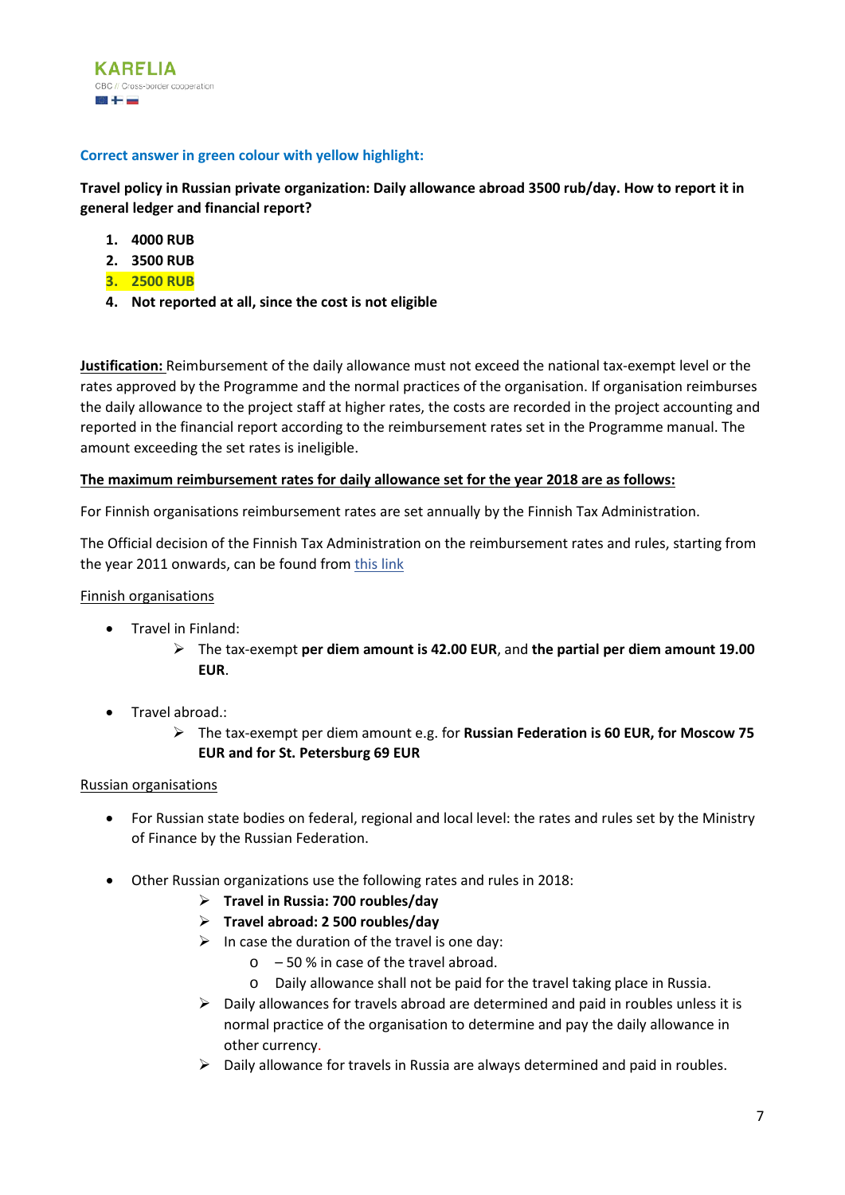**Correct answer in green colour with yellow highlight:**

**Travel policy in Russian private organization: Daily allowance abroad 3500 rub/day. How to report it in general ledger and financial report?**

1. **4000 RUB**
2. **3500 RUB**
3. **2500 RUB**
4. **Not reported at all, since the cost is not eligible**

<u>**Justification:**</u> Reimbursement of the daily allowance must not exceed the national tax-exempt level or the rates approved by the Programme and the normal practices of the organisation. If organisation reimburses the daily allowance to the project staff at higher rates, the costs are recorded in the project accounting and reported in the financial report according to the reimbursement rates set in the Programme manual. The amount exceeding the set rates is ineligible.

<u>**The maximum reimbursement rates for daily allowance set for the year 2018 are as follows:**</u>

For Finnish organisations reimbursement rates are set annually by the Finnish Tax Administration.

The Official decision of the Finnish Tax Administration on the reimbursement rates and rules, starting from the year 2011 onwards, can be found from this link

<u>Finnish organisations</u>

- Travel in Finland:
  - The tax-exempt **per diem amount is 42.00 EUR**, and **the partial per diem amount 19.00 EUR**.
- Travel abroad.:
  - The tax-exempt per diem amount e.g. for **Russian Federation is 60 EUR, for Moscow 75 EUR and for St. Petersburg 69 EUR**

<u>Russian organisations</u>

- For Russian state bodies on federal, regional and local level: the rates and rules set by the Ministry of Finance by the Russian Federation.
- Other Russian organizations use the following rates and rules in 2018:
  - **Travel in Russia: 700 roubles/day**
  - **Travel abroad: 2 500 roubles/day**
  - In case the duration of the travel is one day:
    - – 50 % in case of the travel abroad.
    - Daily allowance shall not be paid for the travel taking place in Russia.
  - Daily allowances for travels abroad are determined and paid in roubles unless it is normal practice of the organisation to determine and pay the daily allowance in other currency.
  - Daily allowance for travels in Russia are always determined and paid in roubles.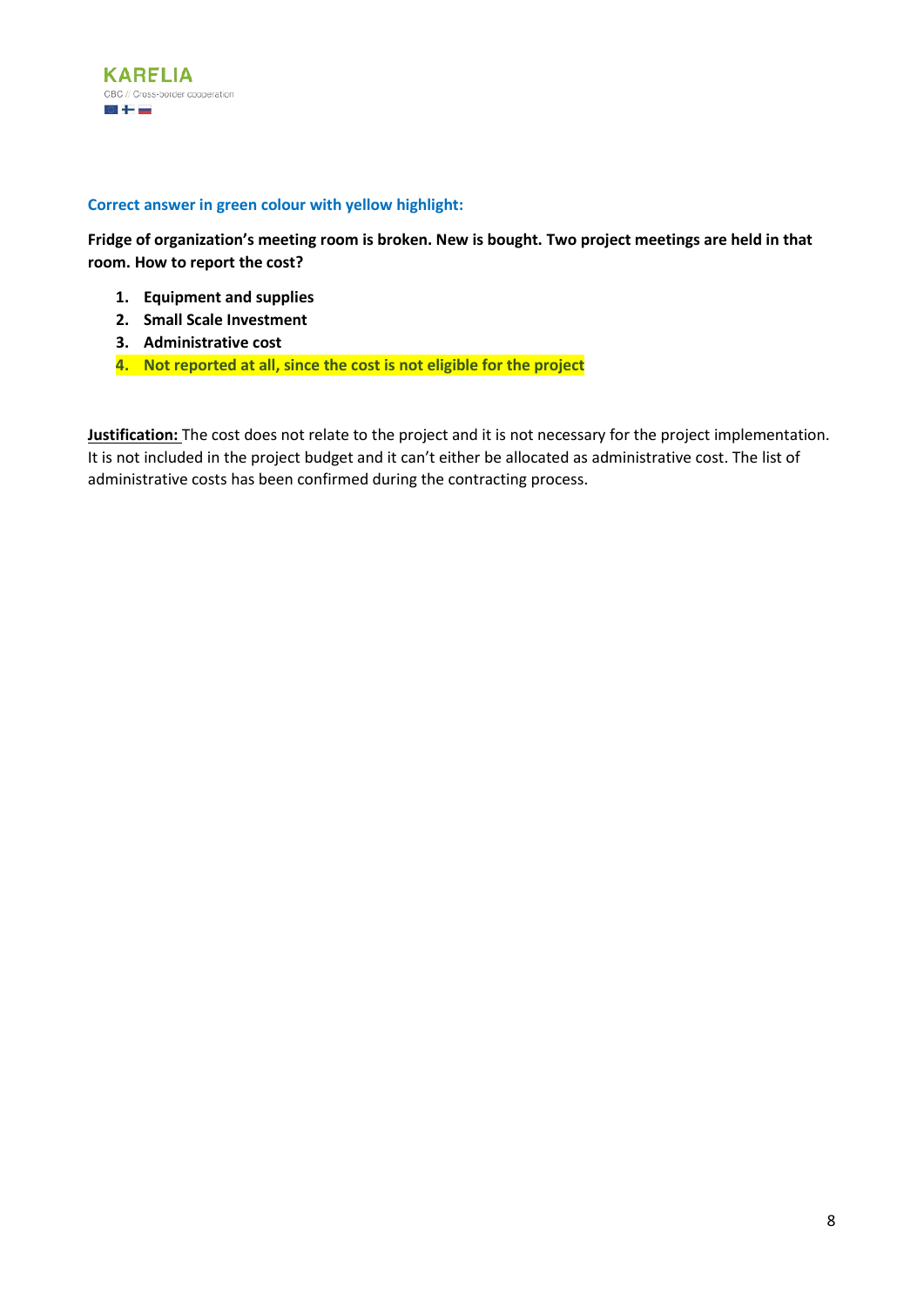**Correct answer in green colour with yellow highlight:**

**Fridge of organization's meeting room is broken. New is bought. Two project meetings are held in that room. How to report the cost?**

1. **Equipment and supplies**
2. **Small Scale Investment**
3. **Administrative cost**
4. **Not reported at all, since the cost is not eligible for the project**

**Justification:** The cost does not relate to the project and it is not necessary for the project implementation. It is not included in the project budget and it can't either be allocated as administrative cost. The list of administrative costs has been confirmed during the contracting process.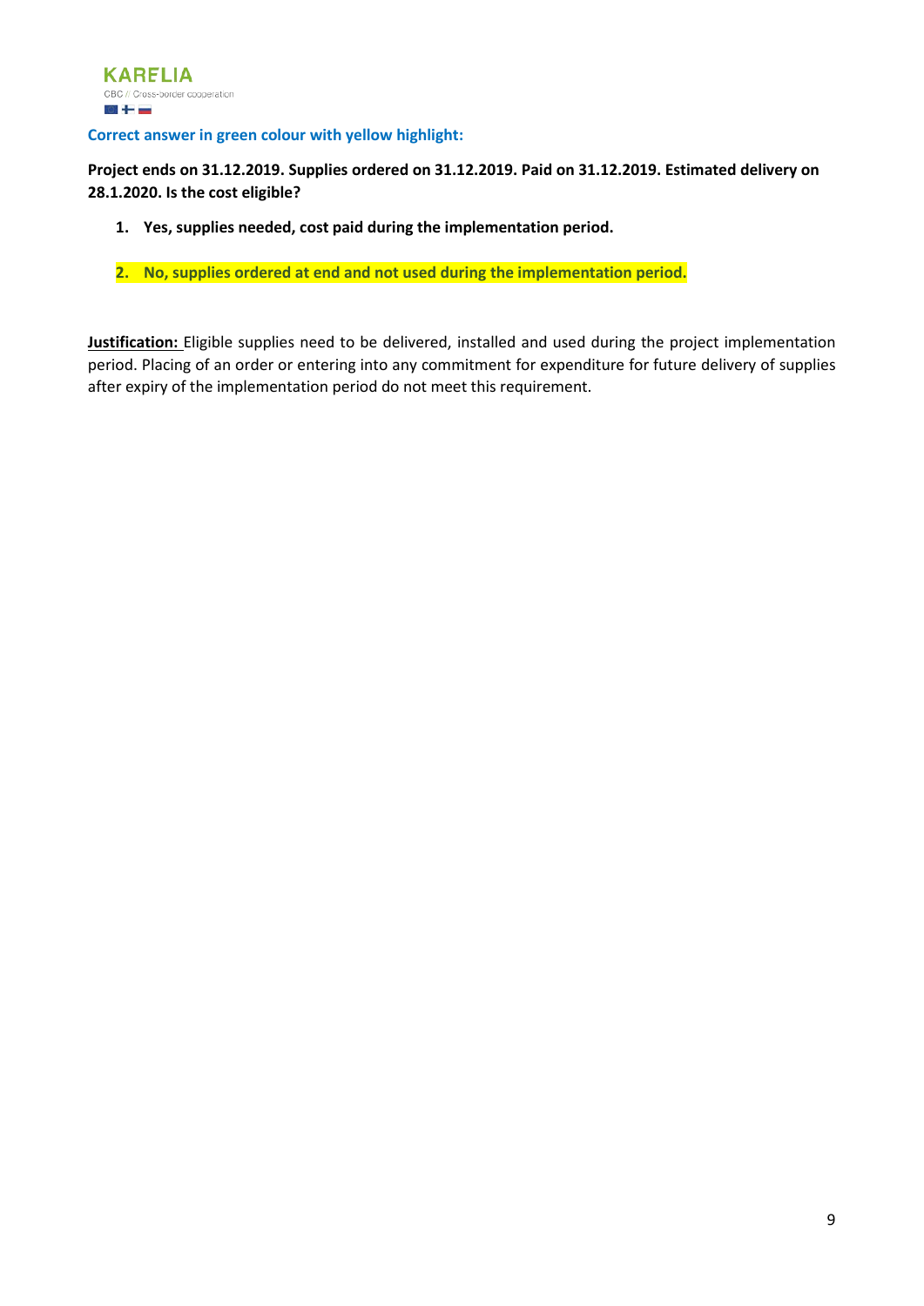**Correct answer in green colour with yellow highlight:**

**Project ends on 31.12.2019. Supplies ordered on 31.12.2019. Paid on 31.12.2019. Estimated delivery on 28.1.2020. Is the cost eligible?**

1. **Yes, supplies needed, cost paid during the implementation period.**
2. **No, supplies ordered at end and not used during the implementation period.**

**Justification:** Eligible supplies need to be delivered, installed and used during the project implementation period. Placing of an order or entering into any commitment for expenditure for future delivery of supplies after expiry of the implementation period do not meet this requirement.